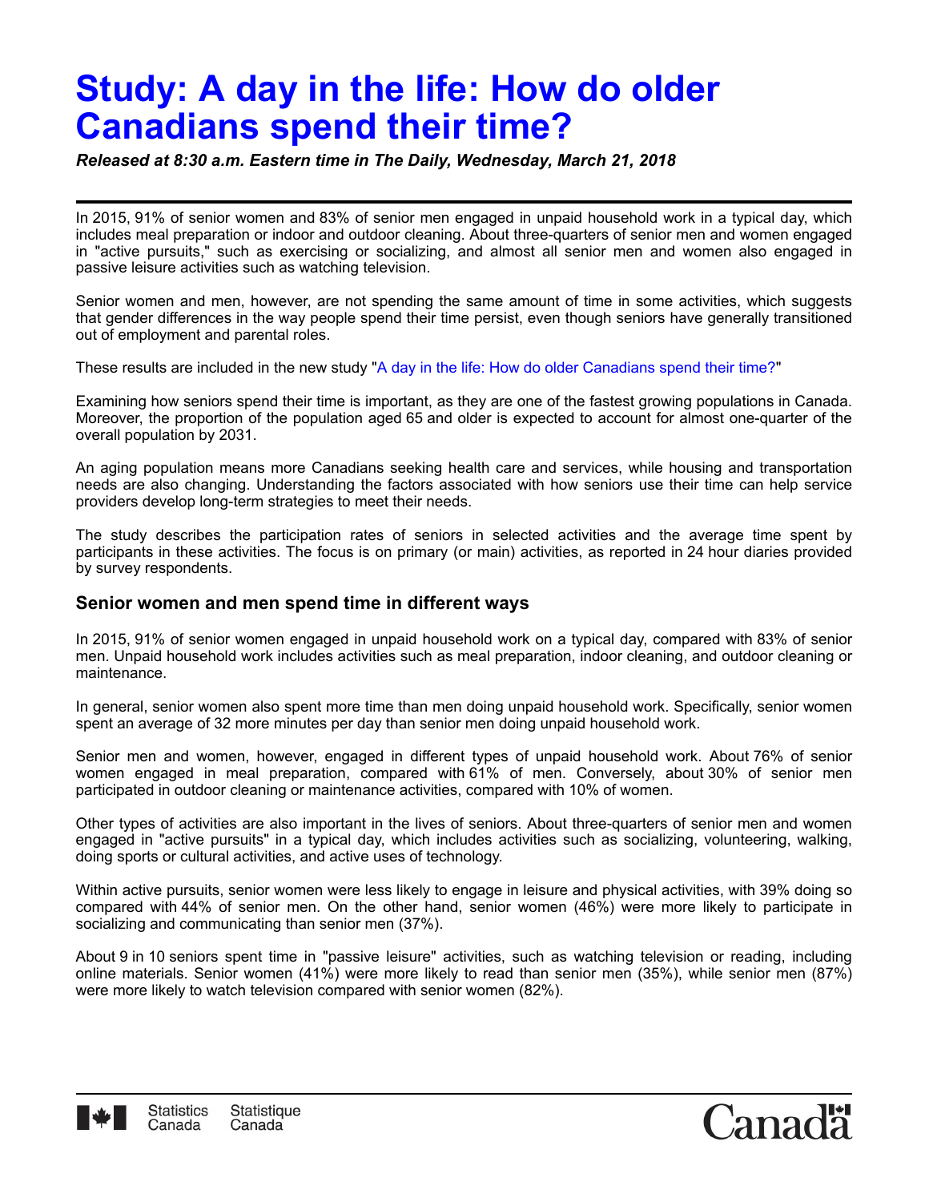# Study: A day in the life: How do older Canadians spend their time?

***Released at 8:30 a.m. Eastern time in The Daily, Wednesday, March 21, 2018***

In 2015, 91% of senior women and 83% of senior men engaged in unpaid household work in a typical day, which includes meal preparation or indoor and outdoor cleaning. About three-quarters of senior men and women engaged in "active pursuits," such as exercising or socializing, and almost all senior men and women also engaged in passive leisure activities such as watching television.

Senior women and men, however, are not spending the same amount of time in some activities, which suggests that gender differences in the way people spend their time persist, even though seniors have generally transitioned out of employment and parental roles.

These results are included in the new study "A day in the life: How do older Canadians spend their time?"

Examining how seniors spend their time is important, as they are one of the fastest growing populations in Canada. Moreover, the proportion of the population aged 65 and older is expected to account for almost one-quarter of the overall population by 2031.

An aging population means more Canadians seeking health care and services, while housing and transportation needs are also changing. Understanding the factors associated with how seniors use their time can help service providers develop long-term strategies to meet their needs.

The study describes the participation rates of seniors in selected activities and the average time spent by participants in these activities. The focus is on primary (or main) activities, as reported in 24 hour diaries provided by survey respondents.

## Senior women and men spend time in different ways

In 2015, 91% of senior women engaged in unpaid household work on a typical day, compared with 83% of senior men. Unpaid household work includes activities such as meal preparation, indoor cleaning, and outdoor cleaning or maintenance.

In general, senior women also spent more time than men doing unpaid household work. Specifically, senior women spent an average of 32 more minutes per day than senior men doing unpaid household work.

Senior men and women, however, engaged in different types of unpaid household work. About 76% of senior women engaged in meal preparation, compared with 61% of men. Conversely, about 30% of senior men participated in outdoor cleaning or maintenance activities, compared with 10% of women.

Other types of activities are also important in the lives of seniors. About three-quarters of senior men and women engaged in "active pursuits" in a typical day, which includes activities such as socializing, volunteering, walking, doing sports or cultural activities, and active uses of technology.

Within active pursuits, senior women were less likely to engage in leisure and physical activities, with 39% doing so compared with 44% of senior men. On the other hand, senior women (46%) were more likely to participate in socializing and communicating than senior men (37%).

About 9 in 10 seniors spent time in "passive leisure" activities, such as watching television or reading, including online materials. Senior women (41%) were more likely to read than senior men (35%), while senior men (87%) were more likely to watch television compared with senior women (82%).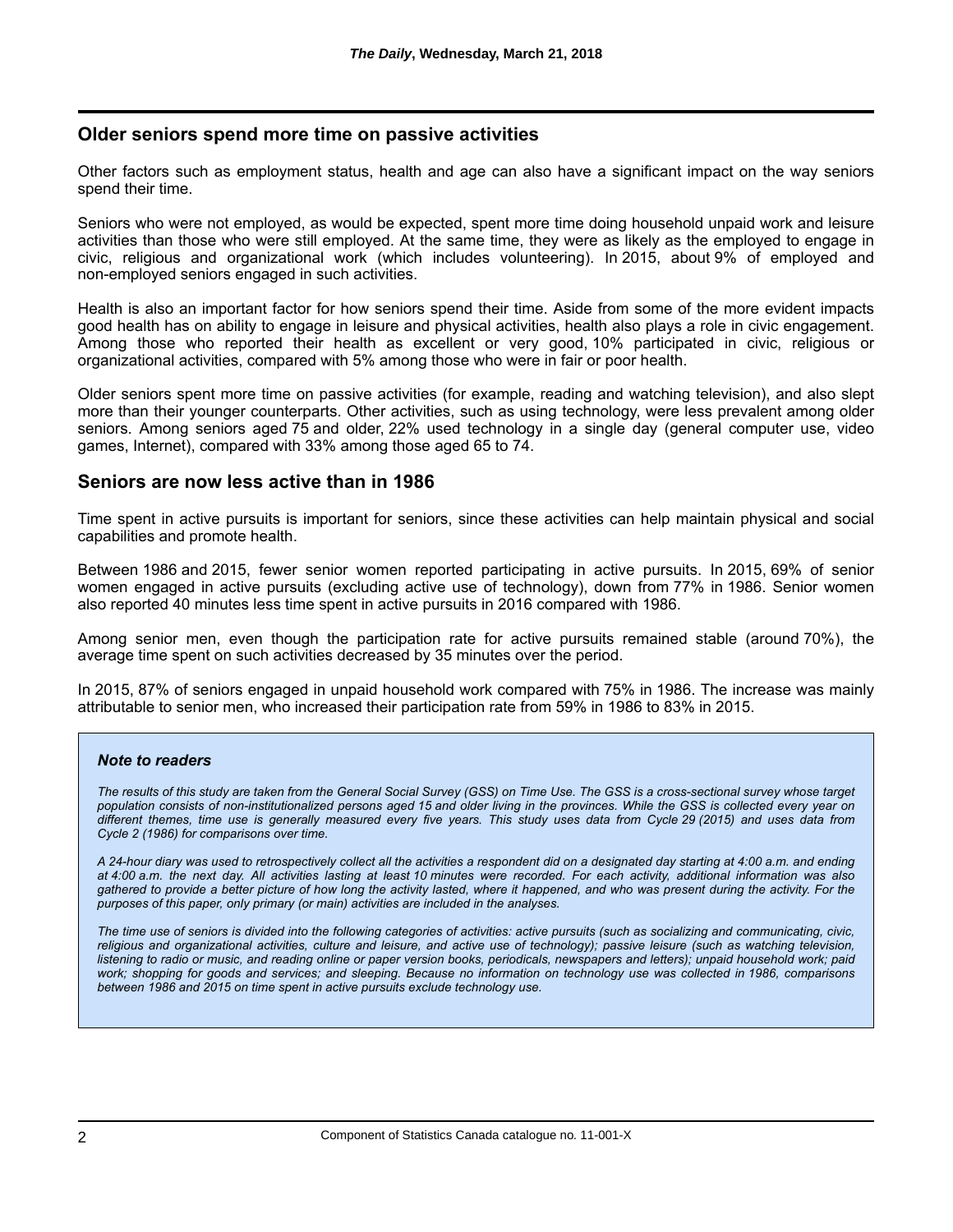## Older seniors spend more time on passive activities

Other factors such as employment status, health and age can also have a significant impact on the way seniors spend their time.

Seniors who were not employed, as would be expected, spent more time doing household unpaid work and leisure activities than those who were still employed. At the same time, they were as likely as the employed to engage in civic, religious and organizational work (which includes volunteering). In 2015, about 9% of employed and non-employed seniors engaged in such activities.

Health is also an important factor for how seniors spend their time. Aside from some of the more evident impacts good health has on ability to engage in leisure and physical activities, health also plays a role in civic engagement. Among those who reported their health as excellent or very good, 10% participated in civic, religious or organizational activities, compared with 5% among those who were in fair or poor health.

Older seniors spent more time on passive activities (for example, reading and watching television), and also slept more than their younger counterparts. Other activities, such as using technology, were less prevalent among older seniors. Among seniors aged 75 and older, 22% used technology in a single day (general computer use, video games, Internet), compared with 33% among those aged 65 to 74.

## Seniors are now less active than in 1986

Time spent in active pursuits is important for seniors, since these activities can help maintain physical and social capabilities and promote health.

Between 1986 and 2015, fewer senior women reported participating in active pursuits. In 2015, 69% of senior women engaged in active pursuits (excluding active use of technology), down from 77% in 1986. Senior women also reported 40 minutes less time spent in active pursuits in 2016 compared with 1986.

Among senior men, even though the participation rate for active pursuits remained stable (around 70%), the average time spent on such activities decreased by 35 minutes over the period.

In 2015, 87% of seniors engaged in unpaid household work compared with 75% in 1986. The increase was mainly attributable to senior men, who increased their participation rate from 59% in 1986 to 83% in 2015.

### *Note to readers*

*The results of this study are taken from the General Social Survey (GSS) on Time Use. The GSS is a cross-sectional survey whose target population consists of non-institutionalized persons aged 15 and older living in the provinces. While the GSS is collected every year on different themes, time use is generally measured every five years. This study uses data from Cycle 29 (2015) and uses data from Cycle 2 (1986) for comparisons over time.*

*A 24-hour diary was used to retrospectively collect all the activities a respondent did on a designated day starting at 4:00 a.m. and ending at 4:00 a.m. the next day. All activities lasting at least 10 minutes were recorded. For each activity, additional information was also gathered to provide a better picture of how long the activity lasted, where it happened, and who was present during the activity. For the purposes of this paper, only primary (or main) activities are included in the analyses.*

*The time use of seniors is divided into the following categories of activities: active pursuits (such as socializing and communicating, civic, religious and organizational activities, culture and leisure, and active use of technology); passive leisure (such as watching television, listening to radio or music, and reading online or paper version books, periodicals, newspapers and letters); unpaid household work; paid work; shopping for goods and services; and sleeping. Because no information on technology use was collected in 1986, comparisons between 1986 and 2015 on time spent in active pursuits exclude technology use.*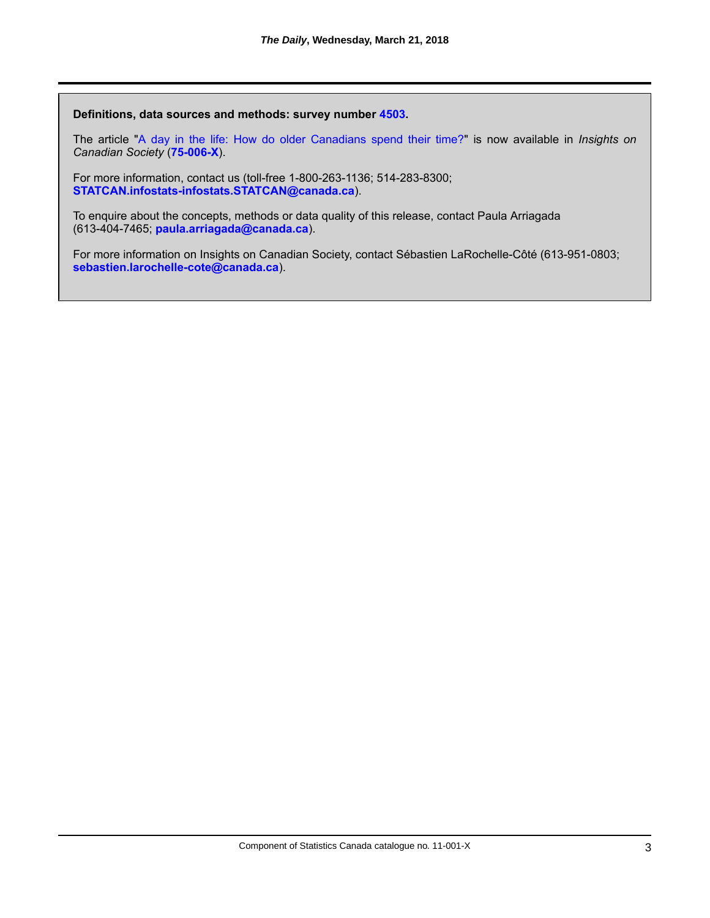**Definitions, data sources and methods: survey number 4503.**

The article "A day in the life: How do older Canadians spend their time?" is now available in *Insights on Canadian Society* (**75-006-X**).

For more information, contact us (toll-free 1-800-263-1136; 514-283-8300; **STATCAN.infostats-infostats.STATCAN@canada.ca**).

To enquire about the concepts, methods or data quality of this release, contact Paula Arriagada (613-404-7465; **paula.arriagada@canada.ca**).

For more information on Insights on Canadian Society, contact Sébastien LaRochelle-Côté (613-951-0803; **sebastien.larochelle-cote@canada.ca**).